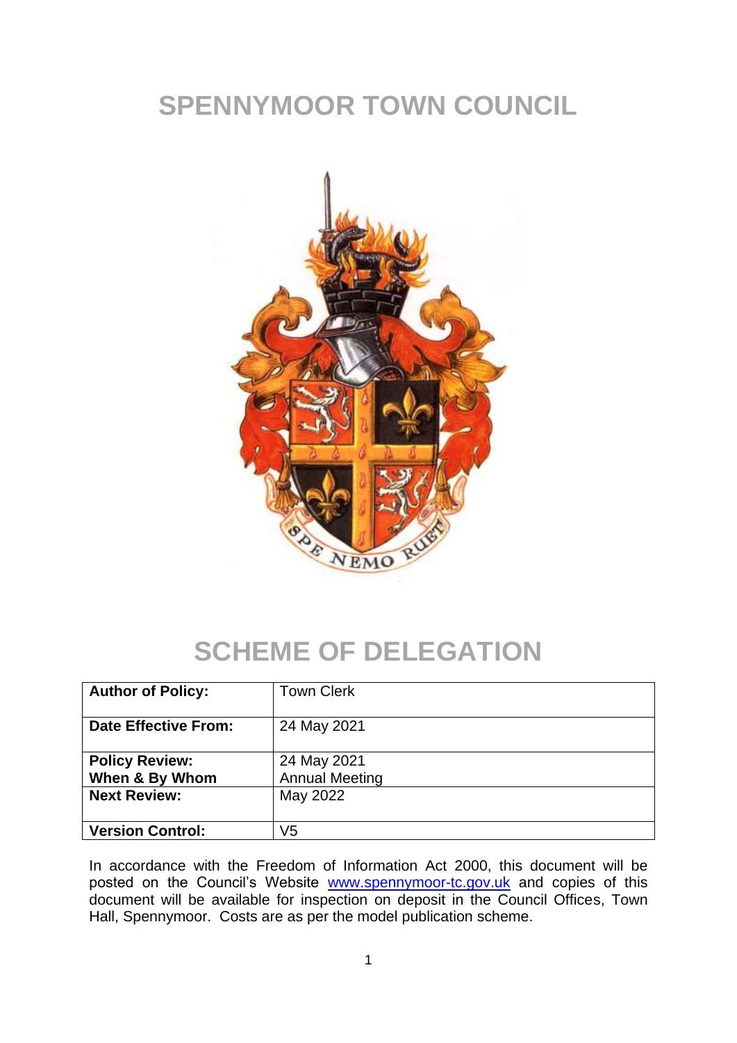# SPENNYMOOR TOWN COUNCIL

# SCHEME OF DELEGATION

| **Author of Policy:** | Town Clerk |
|---|---|
| **Date Effective From:** | 24 May 2021 |
| **Policy Review: When & By Whom** | 24 May 2021 Annual Meeting |
| **Next Review:** | May 2022 |
| **Version Control:** | V5 |

In accordance with the Freedom of Information Act 2000, this document will be posted on the Council's Website [www.spennymoor-tc.gov.uk](http://www.spennymoor-tc.gov.uk) and copies of this document will be available for inspection on deposit in the Council Offices, Town Hall, Spennymoor. Costs are as per the model publication scheme.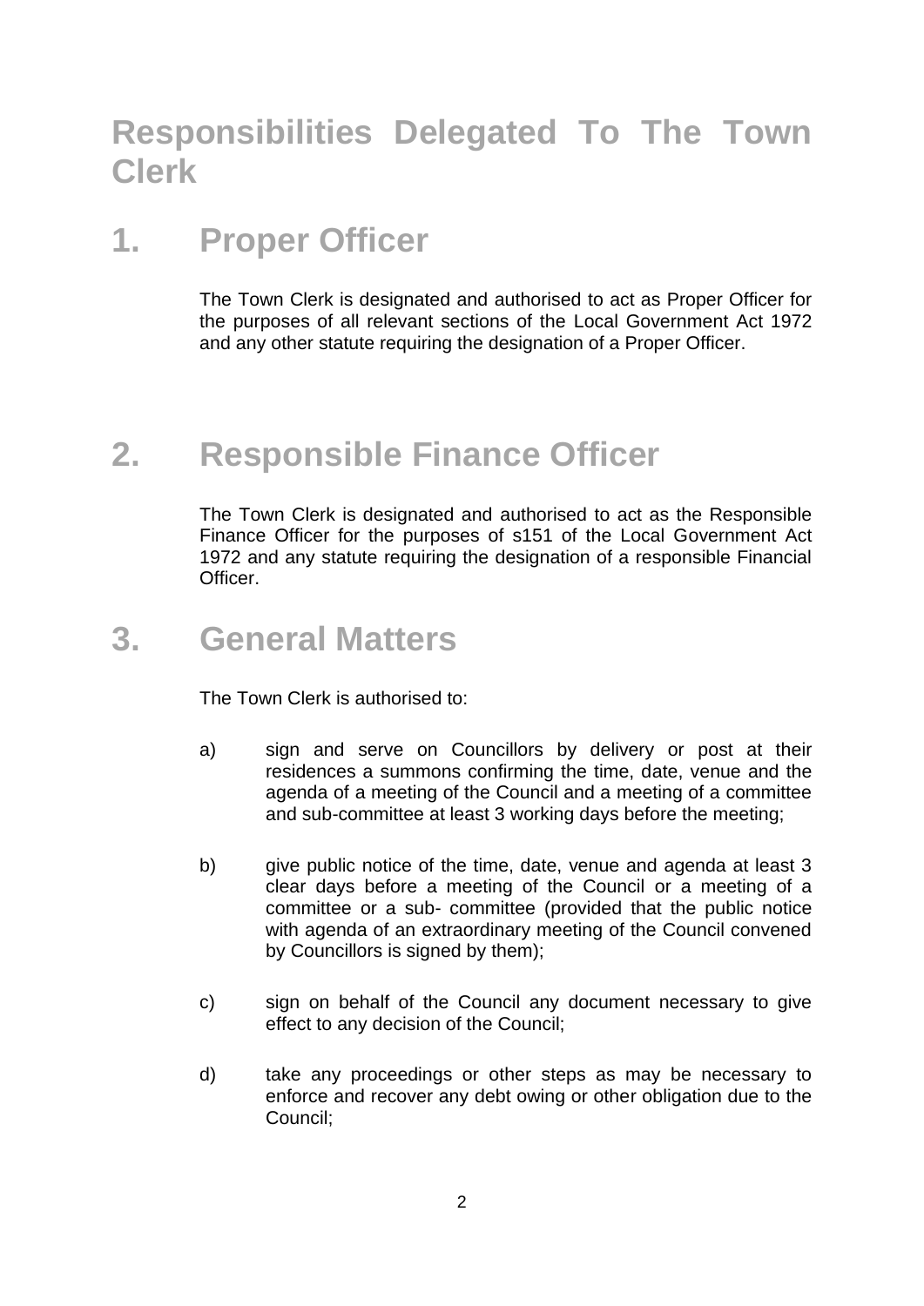# Responsibilities Delegated To The Town Clerk

## 1. Proper Officer

The Town Clerk is designated and authorised to act as Proper Officer for the purposes of all relevant sections of the Local Government Act 1972 and any other statute requiring the designation of a Proper Officer.

## 2. Responsible Finance Officer

The Town Clerk is designated and authorised to act as the Responsible Finance Officer for the purposes of s151 of the Local Government Act 1972 and any statute requiring the designation of a responsible Financial Officer.

## 3. General Matters

The Town Clerk is authorised to:

a) sign and serve on Councillors by delivery or post at their residences a summons confirming the time, date, venue and the agenda of a meeting of the Council and a meeting of a committee and sub-committee at least 3 working days before the meeting;

b) give public notice of the time, date, venue and agenda at least 3 clear days before a meeting of the Council or a meeting of a committee or a sub- committee (provided that the public notice with agenda of an extraordinary meeting of the Council convened by Councillors is signed by them);

c) sign on behalf of the Council any document necessary to give effect to any decision of the Council;

d) take any proceedings or other steps as may be necessary to enforce and recover any debt owing or other obligation due to the Council;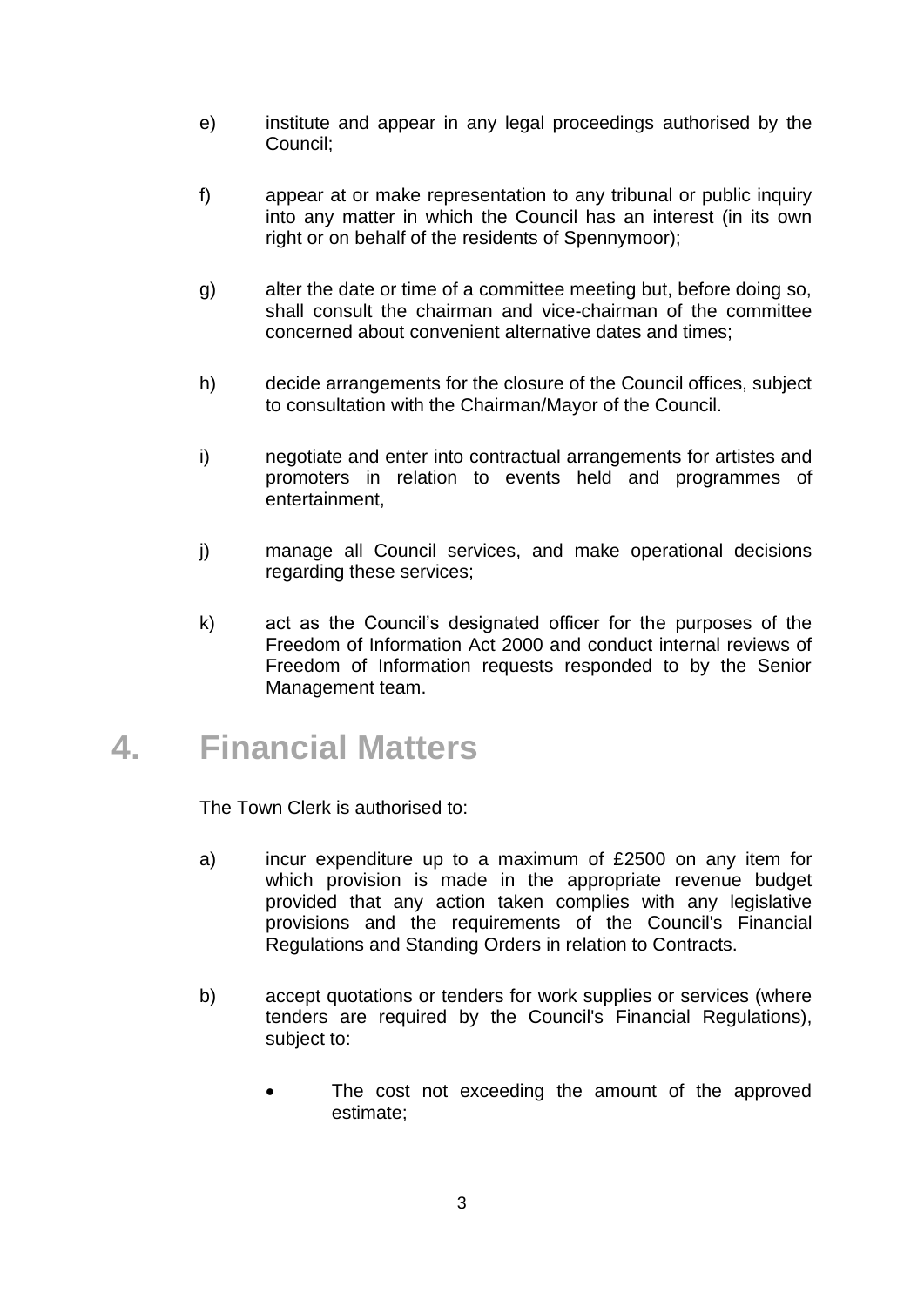e) institute and appear in any legal proceedings authorised by the Council;

f) appear at or make representation to any tribunal or public inquiry into any matter in which the Council has an interest (in its own right or on behalf of the residents of Spennymoor);

g) alter the date or time of a committee meeting but, before doing so, shall consult the chairman and vice-chairman of the committee concerned about convenient alternative dates and times;

h) decide arrangements for the closure of the Council offices, subject to consultation with the Chairman/Mayor of the Council.

i) negotiate and enter into contractual arrangements for artistes and promoters in relation to events held and programmes of entertainment,

j) manage all Council services, and make operational decisions regarding these services;

k) act as the Council's designated officer for the purposes of the Freedom of Information Act 2000 and conduct internal reviews of Freedom of Information requests responded to by the Senior Management team.

# 4. Financial Matters

The Town Clerk is authorised to:

a) incur expenditure up to a maximum of £2500 on any item for which provision is made in the appropriate revenue budget provided that any action taken complies with any legislative provisions and the requirements of the Council's Financial Regulations and Standing Orders in relation to Contracts.

b) accept quotations or tenders for work supplies or services (where tenders are required by the Council's Financial Regulations), subject to:

- The cost not exceeding the amount of the approved estimate;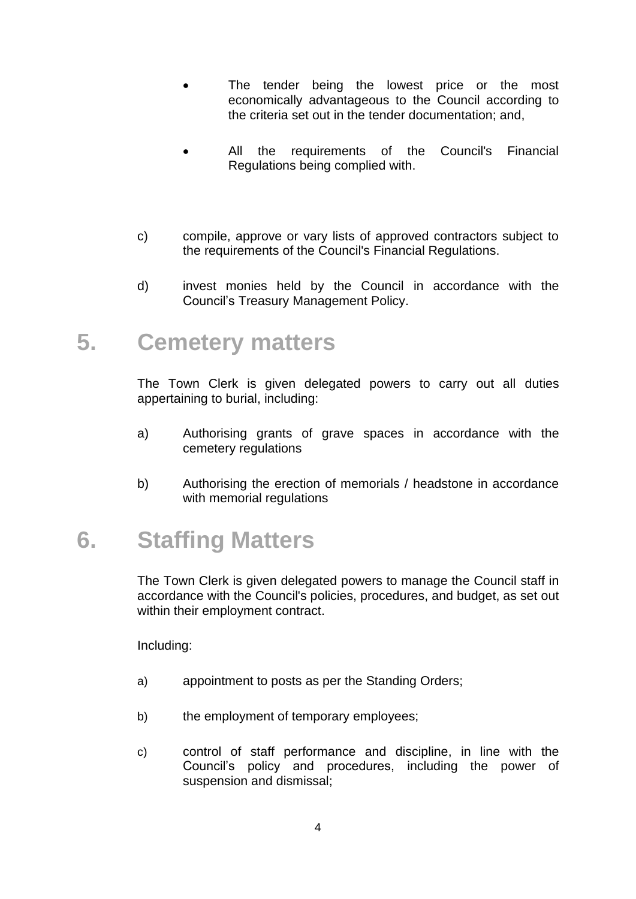- The tender being the lowest price or the most economically advantageous to the Council according to the criteria set out in the tender documentation; and,
- All the requirements of the Council's Financial Regulations being complied with.

c) compile, approve or vary lists of approved contractors subject to the requirements of the Council's Financial Regulations.

d) invest monies held by the Council in accordance with the Council's Treasury Management Policy.

# 5. Cemetery matters

The Town Clerk is given delegated powers to carry out all duties appertaining to burial, including:

a) Authorising grants of grave spaces in accordance with the cemetery regulations

b) Authorising the erection of memorials / headstone in accordance with memorial regulations

# 6. Staffing Matters

The Town Clerk is given delegated powers to manage the Council staff in accordance with the Council's policies, procedures, and budget, as set out within their employment contract.

Including:

a) appointment to posts as per the Standing Orders;

b) the employment of temporary employees;

c) control of staff performance and discipline, in line with the Council's policy and procedures, including the power of suspension and dismissal;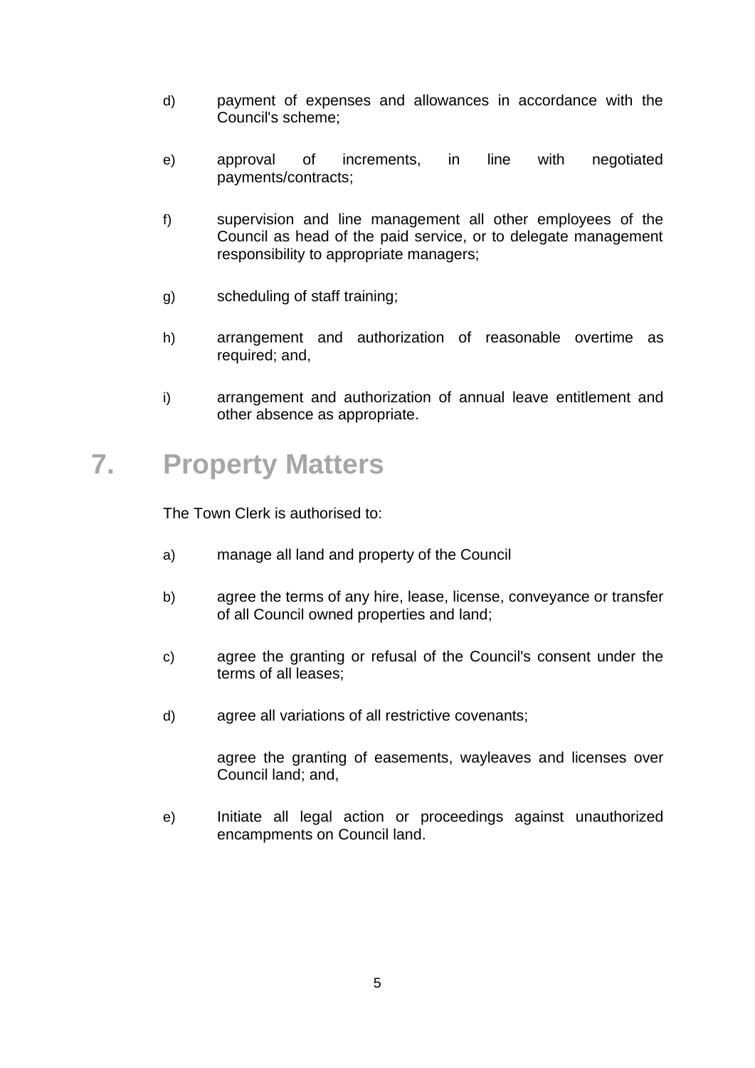d) payment of expenses and allowances in accordance with the Council's scheme;

e) approval of increments, in line with negotiated payments/contracts;

f) supervision and line management all other employees of the Council as head of the paid service, or to delegate management responsibility to appropriate managers;

g) scheduling of staff training;

h) arrangement and authorization of reasonable overtime as required; and,

i) arrangement and authorization of annual leave entitlement and other absence as appropriate.

# 7. Property Matters

The Town Clerk is authorised to:

a) manage all land and property of the Council

b) agree the terms of any hire, lease, license, conveyance or transfer of all Council owned properties and land;

c) agree the granting or refusal of the Council's consent under the terms of all leases;

d) agree all variations of all restrictive covenants;

agree the granting of easements, wayleaves and licenses over Council land; and,

e) Initiate all legal action or proceedings against unauthorized encampments on Council land.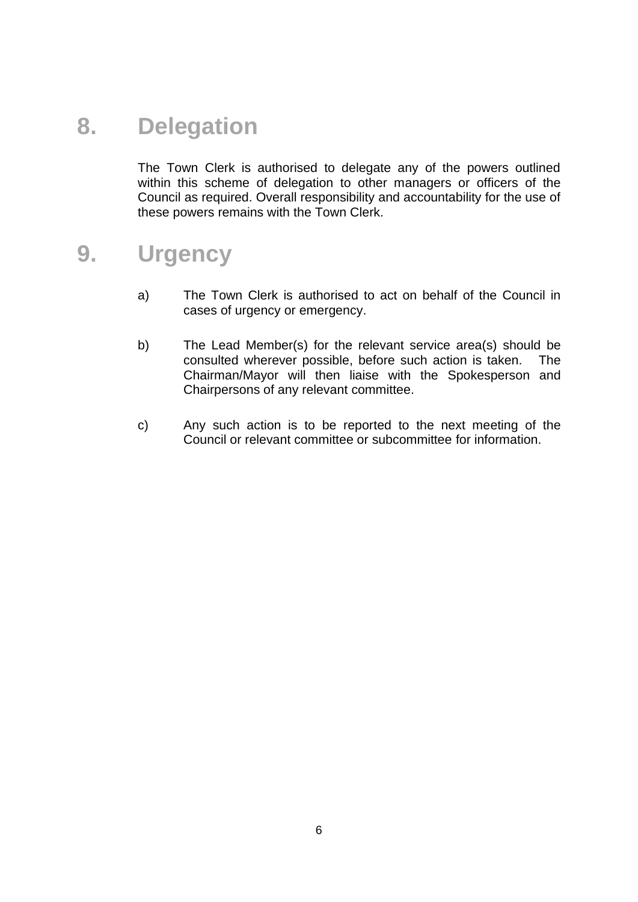# 8. Delegation

The Town Clerk is authorised to delegate any of the powers outlined within this scheme of delegation to other managers or officers of the Council as required. Overall responsibility and accountability for the use of these powers remains with the Town Clerk.

# 9. Urgency

a) The Town Clerk is authorised to act on behalf of the Council in cases of urgency or emergency.

b) The Lead Member(s) for the relevant service area(s) should be consulted wherever possible, before such action is taken. The Chairman/Mayor will then liaise with the Spokesperson and Chairpersons of any relevant committee.

c) Any such action is to be reported to the next meeting of the Council or relevant committee or subcommittee for information.